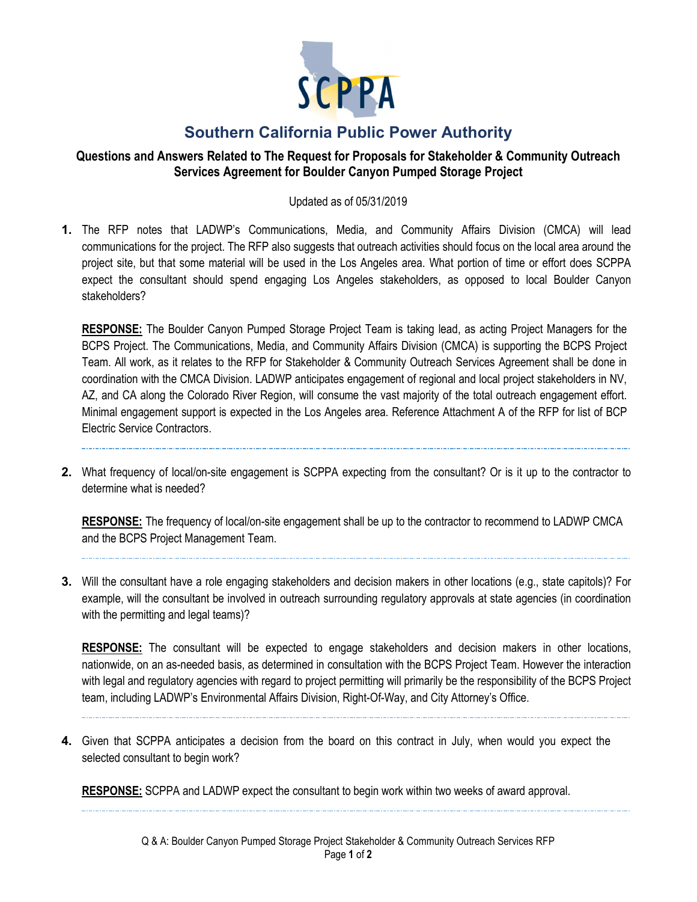SCPPA

# Southern California Public Power Authority

## Questions and Answers Related to The Request for Proposals for Stakeholder & Community Outreach Services Agreement for Boulder Canyon Pumped Storage Project

Updated as of 05/31/2019

1. The RFP notes that LADWP's Communications, Media, and Community Affairs Division (CMCA) will lead communications for the project. The RFP also suggests that outreach activities should focus on the local area around the project site, but that some material will be used in the Los Angeles area. What portion of time or effort does SCPPA expect the consultant should spend engaging Los Angeles stakeholders, as opposed to local Boulder Canyon stakeholders?

   **RESPONSE:** The Boulder Canyon Pumped Storage Project Team is taking lead, as acting Project Managers for the BCPS Project. The Communications, Media, and Community Affairs Division (CMCA) is supporting the BCPS Project Team. All work, as it relates to the RFP for Stakeholder & Community Outreach Services Agreement shall be done in coordination with the CMCA Division. LADWP anticipates engagement of regional and local project stakeholders in NV, AZ, and CA along the Colorado River Region, will consume the vast majority of the total outreach engagement effort. Minimal engagement support is expected in the Los Angeles area. Reference Attachment A of the RFP for list of BCP Electric Service Contractors.

2. What frequency of local/on-site engagement is SCPPA expecting from the consultant? Or is it up to the contractor to determine what is needed?

   **RESPONSE:** The frequency of local/on-site engagement shall be up to the contractor to recommend to LADWP CMCA and the BCPS Project Management Team.

3. Will the consultant have a role engaging stakeholders and decision makers in other locations (e.g., state capitols)? For example, will the consultant be involved in outreach surrounding regulatory approvals at state agencies (in coordination with the permitting and legal teams)?

   **RESPONSE:** The consultant will be expected to engage stakeholders and decision makers in other locations, nationwide, on an as-needed basis, as determined in consultation with the BCPS Project Team. However the interaction with legal and regulatory agencies with regard to project permitting will primarily be the responsibility of the BCPS Project team, including LADWP's Environmental Affairs Division, Right-Of-Way, and City Attorney's Office.

4. Given that SCPPA anticipates a decision from the board on this contract in July, when would you expect the selected consultant to begin work?

   **RESPONSE:** SCPPA and LADWP expect the consultant to begin work within two weeks of award approval.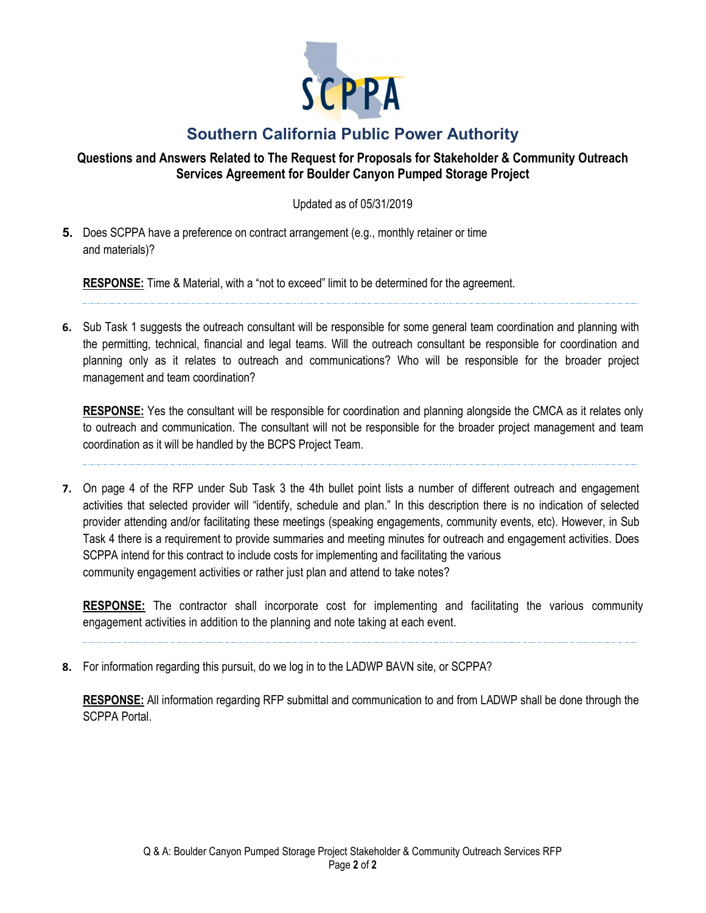# Southern California Public Power Authority

## Questions and Answers Related to The Request for Proposals for Stakeholder & Community Outreach Services Agreement for Boulder Canyon Pumped Storage Project

Updated as of 05/31/2019

**5.** Does SCPPA have a preference on contract arrangement (e.g., monthly retainer or time and materials)?

**RESPONSE:** Time & Material, with a "not to exceed" limit to be determined for the agreement.

---

**6.** Sub Task 1 suggests the outreach consultant will be responsible for some general team coordination and planning with the permitting, technical, financial and legal teams. Will the outreach consultant be responsible for coordination and planning only as it relates to outreach and communications? Who will be responsible for the broader project management and team coordination?

**RESPONSE:** Yes the consultant will be responsible for coordination and planning alongside the CMCA as it relates only to outreach and communication. The consultant will not be responsible for the broader project management and team coordination as it will be handled by the BCPS Project Team.

---

**7.** On page 4 of the RFP under Sub Task 3 the 4th bullet point lists a number of different outreach and engagement activities that selected provider will "identify, schedule and plan." In this description there is no indication of selected provider attending and/or facilitating these meetings (speaking engagements, community events, etc). However, in Sub Task 4 there is a requirement to provide summaries and meeting minutes for outreach and engagement activities. Does SCPPA intend for this contract to include costs for implementing and facilitating the various community engagement activities or rather just plan and attend to take notes?

**RESPONSE:** The contractor shall incorporate cost for implementing and facilitating the various community engagement activities in addition to the planning and note taking at each event.

---

**8.** For information regarding this pursuit, do we log in to the LADWP BAVN site, or SCPPA?

**RESPONSE:** All information regarding RFP submittal and communication to and from LADWP shall be done through the SCPPA Portal.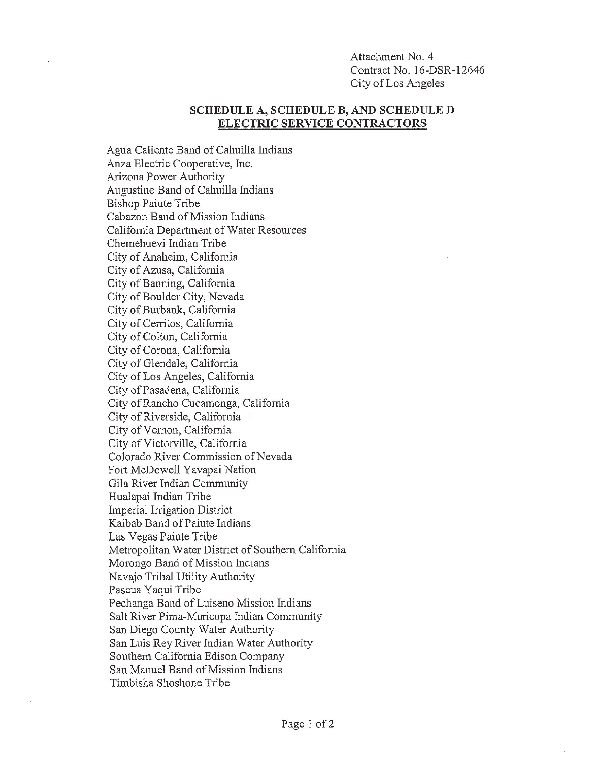Attachment No. 4
Contract No. 16-DSR-12646
City of Los Angeles

## SCHEDULE A, SCHEDULE B, AND SCHEDULE D ELECTRIC SERVICE CONTRACTORS

Agua Caliente Band of Cahuilla Indians
Anza Electric Cooperative, Inc.
Arizona Power Authority
Augustine Band of Cahuilla Indians
Bishop Paiute Tribe
Cabazon Band of Mission Indians
California Department of Water Resources
Chemehuevi Indian Tribe
City of Anaheim, California
City of Azusa, California
City of Banning, California
City of Boulder City, Nevada
City of Burbank, California
City of Cerritos, California
City of Colton, California
City of Corona, California
City of Glendale, California
City of Los Angeles, California
City of Pasadena, California
City of Rancho Cucamonga, California
City of Riverside, California
City of Vernon, California
City of Victorville, California
Colorado River Commission of Nevada
Fort McDowell Yavapai Nation
Gila River Indian Community
Hualapai Indian Tribe
Imperial Irrigation District
Kaibab Band of Paiute Indians
Las Vegas Paiute Tribe
Metropolitan Water District of Southern California
Morongo Band of Mission Indians
Navajo Tribal Utility Authority
Pascua Yaqui Tribe
Pechanga Band of Luiseno Mission Indians
Salt River Pima-Maricopa Indian Community
San Diego County Water Authority
San Luis Rey River Indian Water Authority
Southern California Edison Company
San Manuel Band of Mission Indians
Timbisha Shoshone Tribe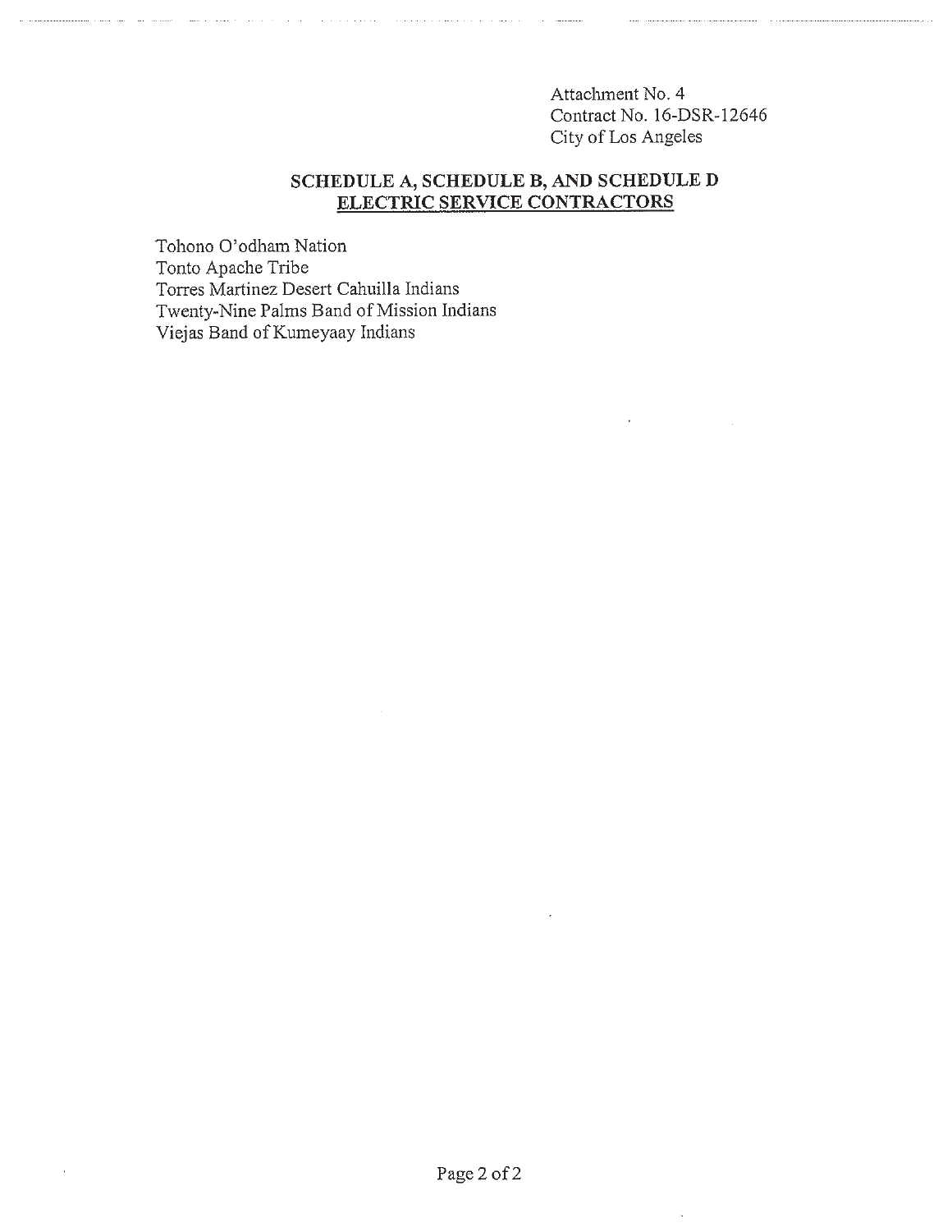Attachment No. 4
Contract No. 16-DSR-12646
City of Los Angeles

## SCHEDULE A, SCHEDULE B, AND SCHEDULE D ELECTRIC SERVICE CONTRACTORS

Tohono O'odham Nation
Tonto Apache Tribe
Torres Martinez Desert Cahuilla Indians
Twenty-Nine Palms Band of Mission Indians
Viejas Band of Kumeyaay Indians